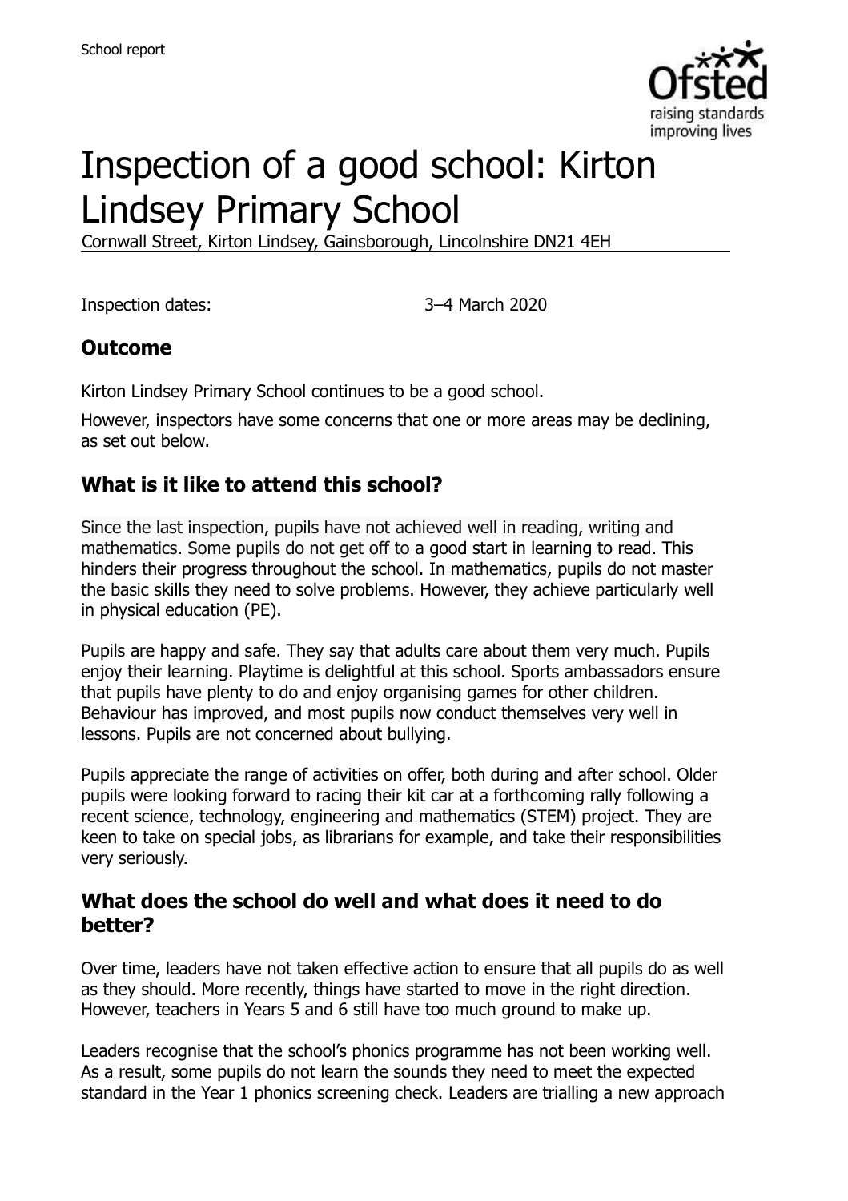School report

# Inspection of a good school: Kirton Lindsey Primary School

Cornwall Street, Kirton Lindsey, Gainsborough, Lincolnshire DN21 4EH

Inspection dates: 3–4 March 2020

## Outcome

Kirton Lindsey Primary School continues to be a good school.

However, inspectors have some concerns that one or more areas may be declining, as set out below.

## What is it like to attend this school?

Since the last inspection, pupils have not achieved well in reading, writing and mathematics. Some pupils do not get off to a good start in learning to read. This hinders their progress throughout the school. In mathematics, pupils do not master the basic skills they need to solve problems. However, they achieve particularly well in physical education (PE).

Pupils are happy and safe. They say that adults care about them very much. Pupils enjoy their learning. Playtime is delightful at this school. Sports ambassadors ensure that pupils have plenty to do and enjoy organising games for other children. Behaviour has improved, and most pupils now conduct themselves very well in lessons. Pupils are not concerned about bullying.

Pupils appreciate the range of activities on offer, both during and after school. Older pupils were looking forward to racing their kit car at a forthcoming rally following a recent science, technology, engineering and mathematics (STEM) project. They are keen to take on special jobs, as librarians for example, and take their responsibilities very seriously.

## What does the school do well and what does it need to do better?

Over time, leaders have not taken effective action to ensure that all pupils do as well as they should. More recently, things have started to move in the right direction. However, teachers in Years 5 and 6 still have too much ground to make up.

Leaders recognise that the school's phonics programme has not been working well. As a result, some pupils do not learn the sounds they need to meet the expected standard in the Year 1 phonics screening check. Leaders are trialling a new approach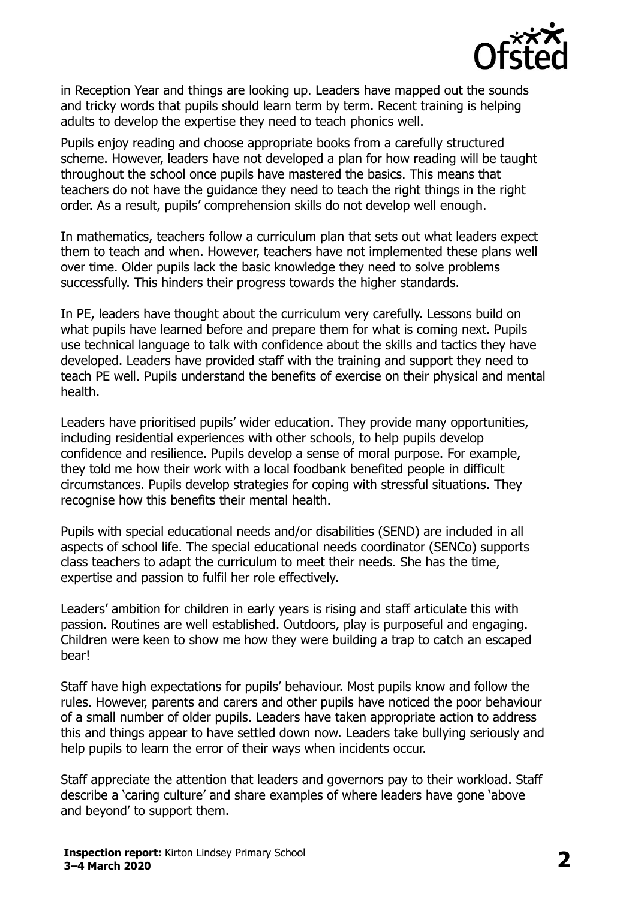in Reception Year and things are looking up. Leaders have mapped out the sounds and tricky words that pupils should learn term by term. Recent training is helping adults to develop the expertise they need to teach phonics well.

Pupils enjoy reading and choose appropriate books from a carefully structured scheme. However, leaders have not developed a plan for how reading will be taught throughout the school once pupils have mastered the basics. This means that teachers do not have the guidance they need to teach the right things in the right order. As a result, pupils' comprehension skills do not develop well enough.

In mathematics, teachers follow a curriculum plan that sets out what leaders expect them to teach and when. However, teachers have not implemented these plans well over time. Older pupils lack the basic knowledge they need to solve problems successfully. This hinders their progress towards the higher standards.

In PE, leaders have thought about the curriculum very carefully. Lessons build on what pupils have learned before and prepare them for what is coming next. Pupils use technical language to talk with confidence about the skills and tactics they have developed. Leaders have provided staff with the training and support they need to teach PE well. Pupils understand the benefits of exercise on their physical and mental health.

Leaders have prioritised pupils' wider education. They provide many opportunities, including residential experiences with other schools, to help pupils develop confidence and resilience. Pupils develop a sense of moral purpose. For example, they told me how their work with a local foodbank benefited people in difficult circumstances. Pupils develop strategies for coping with stressful situations. They recognise how this benefits their mental health.

Pupils with special educational needs and/or disabilities (SEND) are included in all aspects of school life. The special educational needs coordinator (SENCo) supports class teachers to adapt the curriculum to meet their needs. She has the time, expertise and passion to fulfil her role effectively.

Leaders' ambition for children in early years is rising and staff articulate this with passion. Routines are well established. Outdoors, play is purposeful and engaging. Children were keen to show me how they were building a trap to catch an escaped bear!

Staff have high expectations for pupils' behaviour. Most pupils know and follow the rules. However, parents and carers and other pupils have noticed the poor behaviour of a small number of older pupils. Leaders have taken appropriate action to address this and things appear to have settled down now. Leaders take bullying seriously and help pupils to learn the error of their ways when incidents occur.

Staff appreciate the attention that leaders and governors pay to their workload. Staff describe a 'caring culture' and share examples of where leaders have gone 'above and beyond' to support them.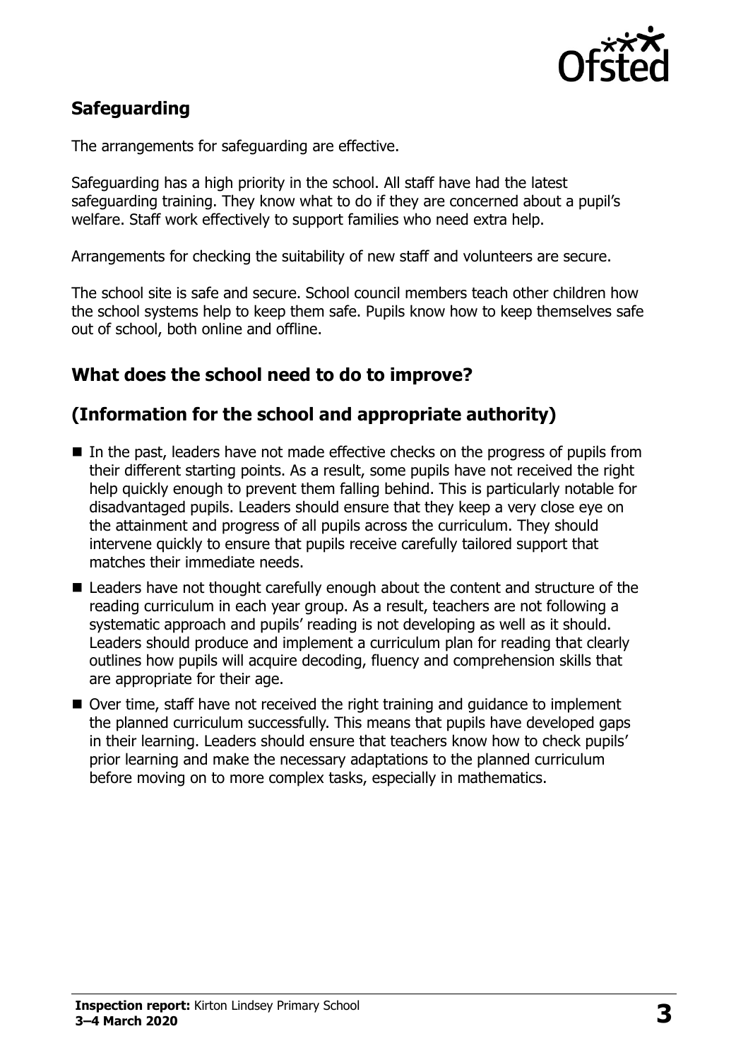## Safeguarding

The arrangements for safeguarding are effective.

Safeguarding has a high priority in the school. All staff have had the latest safeguarding training. They know what to do if they are concerned about a pupil's welfare. Staff work effectively to support families who need extra help.

Arrangements for checking the suitability of new staff and volunteers are secure.

The school site is safe and secure. School council members teach other children how the school systems help to keep them safe. Pupils know how to keep themselves safe out of school, both online and offline.

## What does the school need to do to improve?

## (Information for the school and appropriate authority)

- In the past, leaders have not made effective checks on the progress of pupils from their different starting points. As a result, some pupils have not received the right help quickly enough to prevent them falling behind. This is particularly notable for disadvantaged pupils. Leaders should ensure that they keep a very close eye on the attainment and progress of all pupils across the curriculum. They should intervene quickly to ensure that pupils receive carefully tailored support that matches their immediate needs.
- Leaders have not thought carefully enough about the content and structure of the reading curriculum in each year group. As a result, teachers are not following a systematic approach and pupils' reading is not developing as well as it should. Leaders should produce and implement a curriculum plan for reading that clearly outlines how pupils will acquire decoding, fluency and comprehension skills that are appropriate for their age.
- Over time, staff have not received the right training and guidance to implement the planned curriculum successfully. This means that pupils have developed gaps in their learning. Leaders should ensure that teachers know how to check pupils' prior learning and make the necessary adaptations to the planned curriculum before moving on to more complex tasks, especially in mathematics.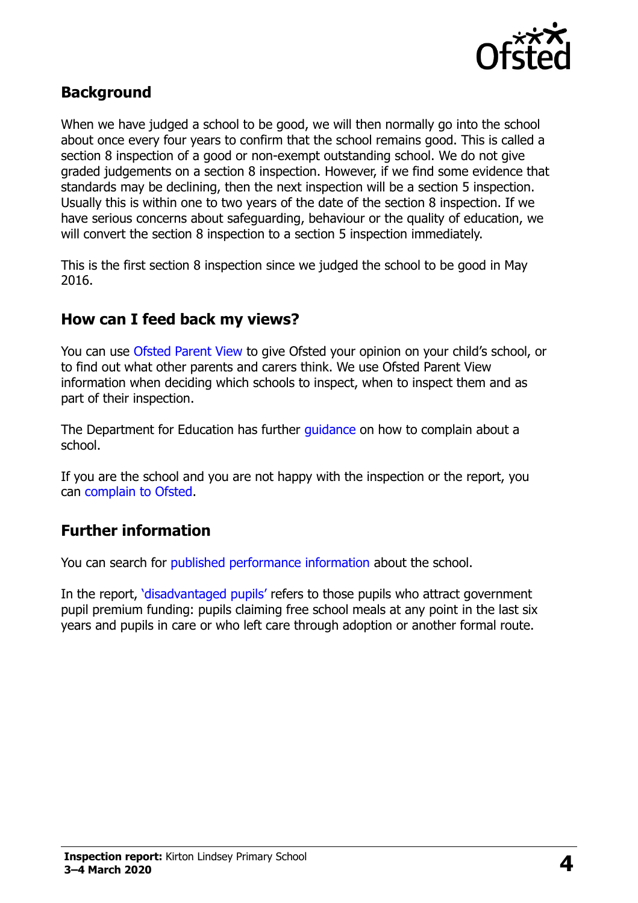## Background

When we have judged a school to be good, we will then normally go into the school about once every four years to confirm that the school remains good. This is called a section 8 inspection of a good or non-exempt outstanding school. We do not give graded judgements on a section 8 inspection. However, if we find some evidence that standards may be declining, then the next inspection will be a section 5 inspection. Usually this is within one to two years of the date of the section 8 inspection. If we have serious concerns about safeguarding, behaviour or the quality of education, we will convert the section 8 inspection to a section 5 inspection immediately.

This is the first section 8 inspection since we judged the school to be good in May 2016.

## How can I feed back my views?

You can use Ofsted Parent View to give Ofsted your opinion on your child's school, or to find out what other parents and carers think. We use Ofsted Parent View information when deciding which schools to inspect, when to inspect them and as part of their inspection.

The Department for Education has further guidance on how to complain about a school.

If you are the school and you are not happy with the inspection or the report, you can complain to Ofsted.

## Further information

You can search for published performance information about the school.

In the report, 'disadvantaged pupils' refers to those pupils who attract government pupil premium funding: pupils claiming free school meals at any point in the last six years and pupils in care or who left care through adoption or another formal route.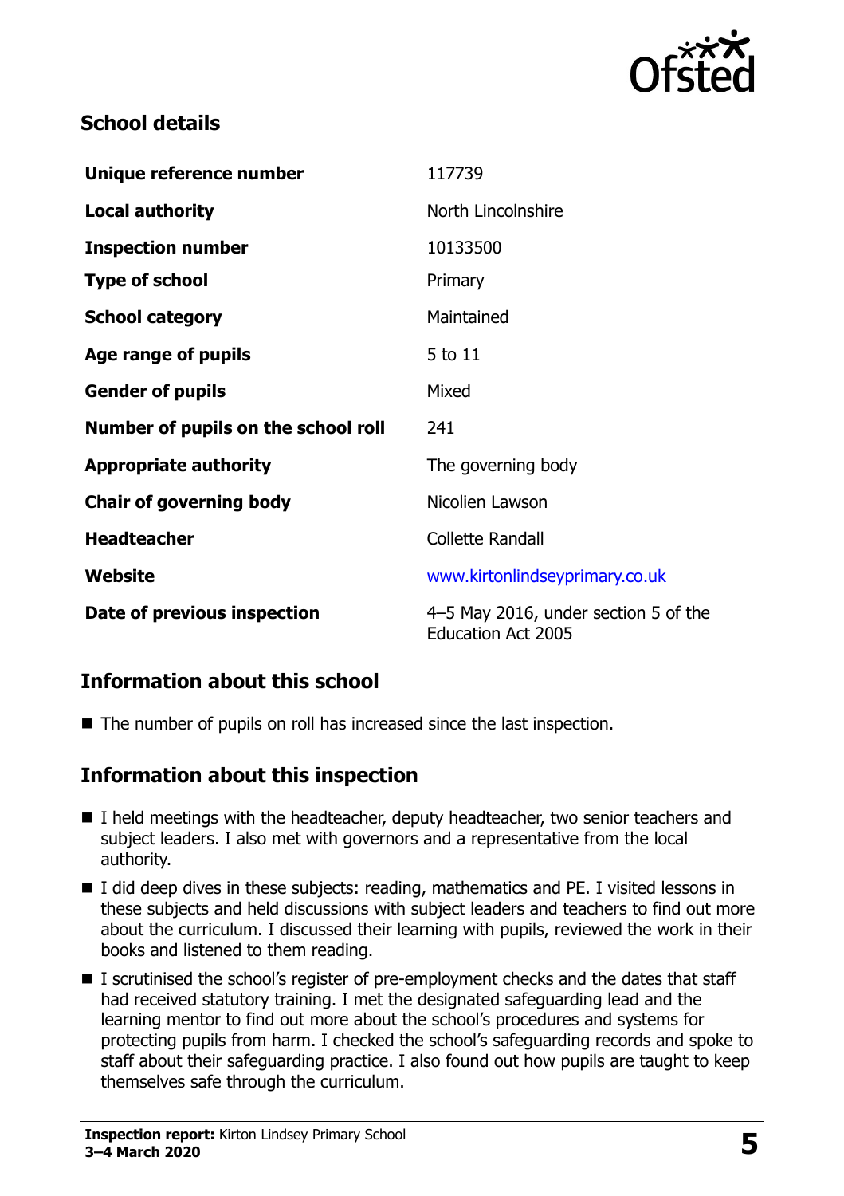## School details

| | |
|---|---|
| **Unique reference number** | 117739 |
| **Local authority** | North Lincolnshire |
| **Inspection number** | 10133500 |
| **Type of school** | Primary |
| **School category** | Maintained |
| **Age range of pupils** | 5 to 11 |
| **Gender of pupils** | Mixed |
| **Number of pupils on the school roll** | 241 |
| **Appropriate authority** | The governing body |
| **Chair of governing body** | Nicolien Lawson |
| **Headteacher** | Collette Randall |
| **Website** | www.kirtonlindseyprimary.co.uk |
| **Date of previous inspection** | 4–5 May 2016, under section 5 of the Education Act 2005 |

## Information about this school

- The number of pupils on roll has increased since the last inspection.

## Information about this inspection

- I held meetings with the headteacher, deputy headteacher, two senior teachers and subject leaders. I also met with governors and a representative from the local authority.
- I did deep dives in these subjects: reading, mathematics and PE. I visited lessons in these subjects and held discussions with subject leaders and teachers to find out more about the curriculum. I discussed their learning with pupils, reviewed the work in their books and listened to them reading.
- I scrutinised the school's register of pre-employment checks and the dates that staff had received statutory training. I met the designated safeguarding lead and the learning mentor to find out more about the school's procedures and systems for protecting pupils from harm. I checked the school's safeguarding records and spoke to staff about their safeguarding practice. I also found out how pupils are taught to keep themselves safe through the curriculum.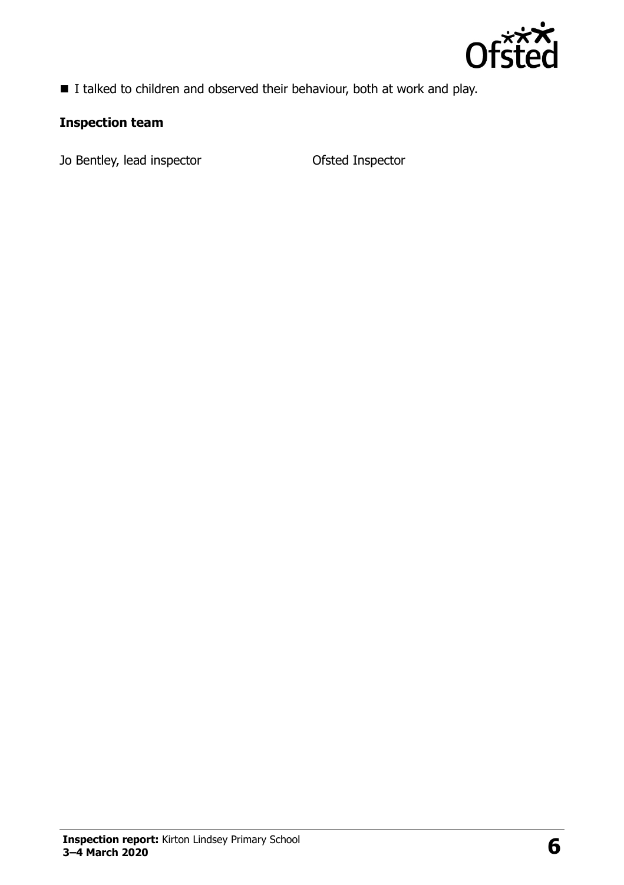- I talked to children and observed their behaviour, both at work and play.

## Inspection team

| | |
|---|---|
| Jo Bentley, lead inspector | Ofsted Inspector |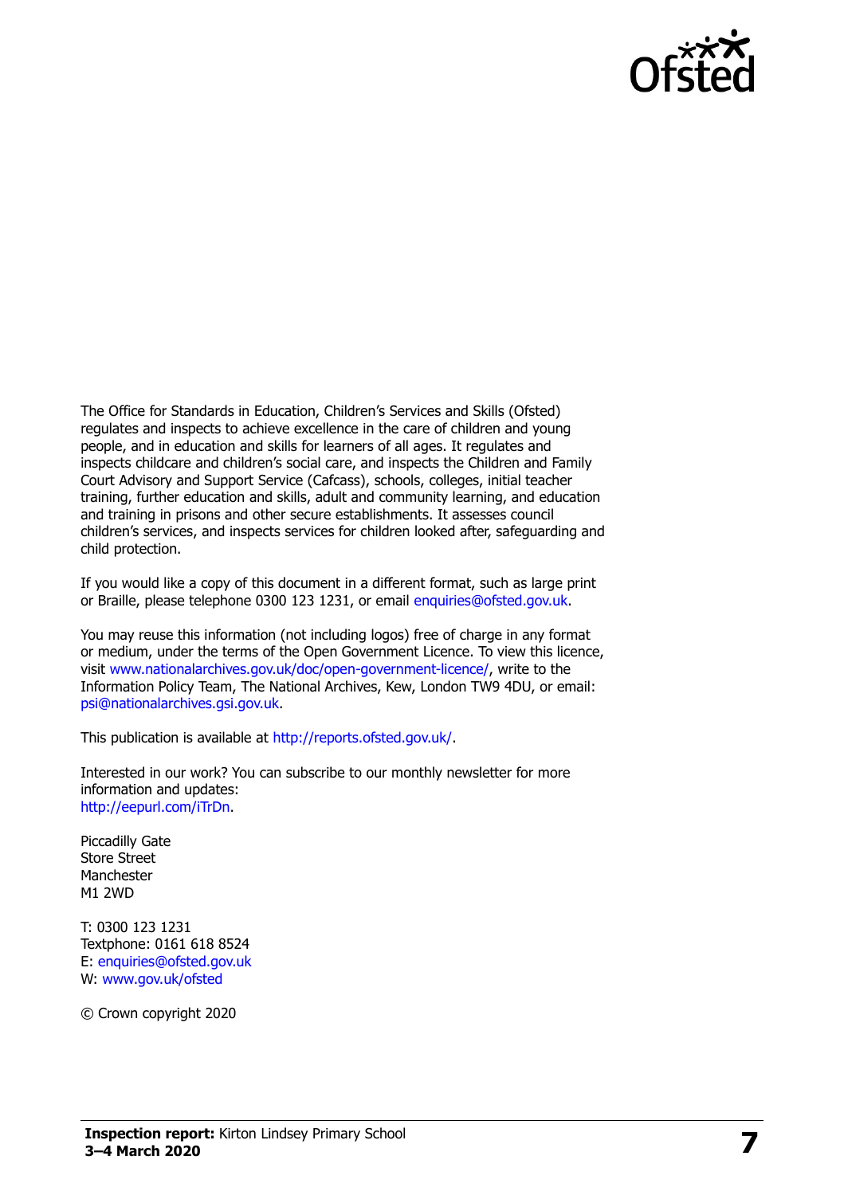The Office for Standards in Education, Children's Services and Skills (Ofsted) regulates and inspects to achieve excellence in the care of children and young people, and in education and skills for learners of all ages. It regulates and inspects childcare and children's social care, and inspects the Children and Family Court Advisory and Support Service (Cafcass), schools, colleges, initial teacher training, further education and skills, adult and community learning, and education and training in prisons and other secure establishments. It assesses council children's services, and inspects services for children looked after, safeguarding and child protection.

If you would like a copy of this document in a different format, such as large print or Braille, please telephone 0300 123 1231, or email enquiries@ofsted.gov.uk.

You may reuse this information (not including logos) free of charge in any format or medium, under the terms of the Open Government Licence. To view this licence, visit www.nationalarchives.gov.uk/doc/open-government-licence/, write to the Information Policy Team, The National Archives, Kew, London TW9 4DU, or email: psi@nationalarchives.gsi.gov.uk.

This publication is available at http://reports.ofsted.gov.uk/.

Interested in our work? You can subscribe to our monthly newsletter for more information and updates: http://eepurl.com/iTrDn.

Piccadilly Gate
Store Street
Manchester
M1 2WD

T: 0300 123 1231
Textphone: 0161 618 8524
E: enquiries@ofsted.gov.uk
W: www.gov.uk/ofsted

© Crown copyright 2020